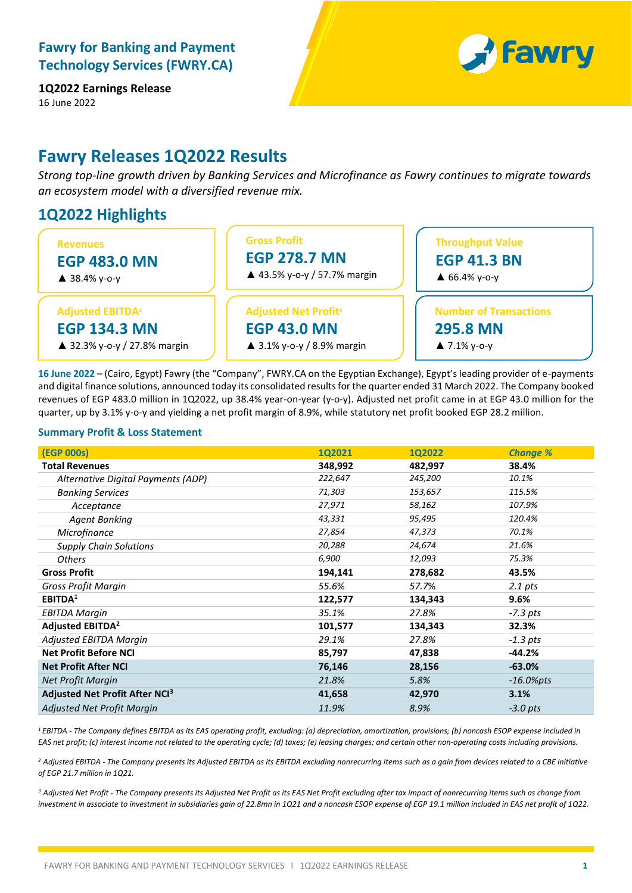Fawry for Banking and Payment Technology Services (FWRY.CA)

**1Q2022 Earnings Release**
16 June 2022

# Fawry Releases 1Q2022 Results

*Strong top-line growth driven by Banking Services and Microfinance as Fawry continues to migrate towards an ecosystem model with a diversified revenue mix.*

## 1Q2022 Highlights

**Revenues**
**EGP 483.0 MN**
▲ 38.4% y-o-y

**Gross Profit**
**EGP 278.7 MN**
▲ 43.5% y-o-y / 57.7% margin

**Throughput Value**
**EGP 41.3 BN**
▲ 66.4% y-o-y

**Adjusted EBITDA**[2]
**EGP 134.3 MN**
▲ 32.3% y-o-y / 27.8% margin

**Adjusted Net Profit**[3]
**EGP 43.0 MN**
▲ 3.1% y-o-y / 8.9% margin

**Number of Transactions**
**295.8 MN**
▲ 7.1% y-o-y

**16 June 2022** – (Cairo, Egypt) Fawry (the "Company", FWRY.CA on the Egyptian Exchange), Egypt's leading provider of e-payments and digital finance solutions, announced today its consolidated results for the quarter ended 31 March 2022. The Company booked revenues of EGP 483.0 million in 1Q2022, up 38.4% year-on-year (y-o-y). Adjusted net profit came in at EGP 43.0 million for the quarter, up by 3.1% y-o-y and yielding a net profit margin of 8.9%, while statutory net profit booked EGP 28.2 million.

### Summary Profit & Loss Statement

| (EGP 000s) | 1Q2021 | 1Q2022 | *Change %* |
|---|---|---|---|
| **Total Revenues** | **348,992** | **482,997** | **38.4%** |
| *Alternative Digital Payments (ADP)* | *222,647* | *245,200* | *10.1%* |
| *Banking Services* | *71,303* | *153,657* | *115.5%* |
| *Acceptance* | *27,971* | *58,162* | *107.9%* |
| *Agent Banking* | *43,331* | *95,495* | *120.4%* |
| *Microfinance* | *27,854* | *47,373* | *70.1%* |
| *Supply Chain Solutions* | *20,288* | *24,674* | *21.6%* |
| *Others* | *6,900* | *12,093* | *75.3%* |
| **Gross Profit** | **194,141** | **278,682** | **43.5%** |
| *Gross Profit Margin* | *55.6%* | *57.7%* | *2.1 pts* |
| **EBITDA**[1] | **122,577** | **134,343** | **9.6%** |
| *EBITDA Margin* | *35.1%* | *27.8%* | *-7.3 pts* |
| **Adjusted EBITDA**[2] | **101,577** | **134,343** | **32.3%** |
| *Adjusted EBITDA Margin* | *29.1%* | *27.8%* | *-1.3 pts* |
| **Net Profit Before NCI** | **85,797** | **47,838** | **-44.2%** |
| **Net Profit After NCI** | **76,146** | **28,156** | **-63.0%** |
| *Net Profit Margin* | *21.8%* | *5.8%* | *-16.0%pts* |
| **Adjusted Net Profit After NCI**[3] | **41,658** | **42,970** | **3.1%** |
| *Adjusted Net Profit Margin* | *11.9%* | *8.9%* | *-3.0 pts* |

*[1] EBITDA - The Company defines EBITDA as its EAS operating profit, excluding: (a) depreciation, amortization, provisions; (b) noncash ESOP expense included in EAS net profit; (c) interest income not related to the operating cycle; (d) taxes; (e) leasing charges; and certain other non-operating costs including provisions.*

*[2] Adjusted EBITDA - The Company presents its Adjusted EBITDA as its EBITDA excluding nonrecurring items such as a gain from devices related to a CBE initiative of EGP 21.7 million in 1Q21.*

*[3] Adjusted Net Profit - The Company presents its Adjusted Net Profit as its EAS Net Profit excluding after tax impact of nonrecurring items such as change from investment in associate to investment in subsidiaries gain of 22.8mn in 1Q21 and a noncash ESOP expense of EGP 19.1 million included in EAS net profit of 1Q22.*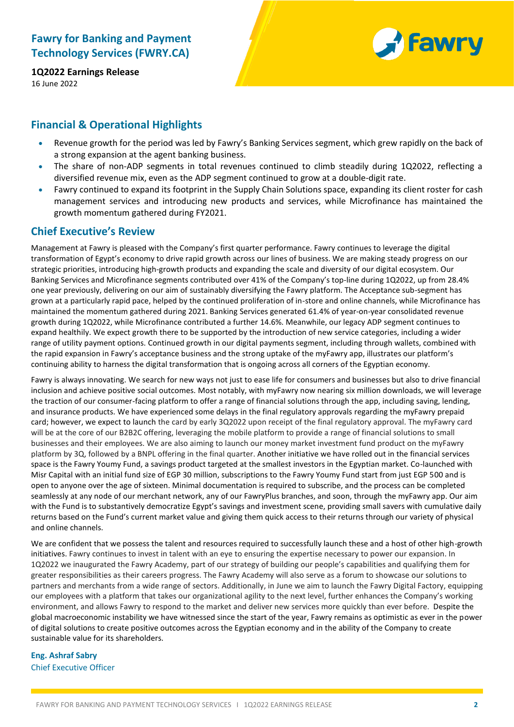# Fawry for Banking and Payment Technology Services (FWRY.CA)

**1Q2022 Earnings Release**
16 June 2022

## Financial & Operational Highlights

- Revenue growth for the period was led by Fawry's Banking Services segment, which grew rapidly on the back of a strong expansion at the agent banking business.
- The share of non-ADP segments in total revenues continued to climb steadily during 1Q2022, reflecting a diversified revenue mix, even as the ADP segment continued to grow at a double-digit rate.
- Fawry continued to expand its footprint in the Supply Chain Solutions space, expanding its client roster for cash management services and introducing new products and services, while Microfinance has maintained the growth momentum gathered during FY2021.

## Chief Executive's Review

Management at Fawry is pleased with the Company's first quarter performance. Fawry continues to leverage the digital transformation of Egypt's economy to drive rapid growth across our lines of business. We are making steady progress on our strategic priorities, introducing high-growth products and expanding the scale and diversity of our digital ecosystem. Our Banking Services and Microfinance segments contributed over 41% of the Company's top-line during 1Q2022, up from 28.4% one year previously, delivering on our aim of sustainably diversifying the Fawry platform. The Acceptance sub-segment has grown at a particularly rapid pace, helped by the continued proliferation of in-store and online channels, while Microfinance has maintained the momentum gathered during 2021. Banking Services generated 61.4% of year-on-year consolidated revenue growth during 1Q2022, while Microfinance contributed a further 14.6%. Meanwhile, our legacy ADP segment continues to expand healthily. We expect growth there to be supported by the introduction of new service categories, including a wider range of utility payment options. Continued growth in our digital payments segment, including through wallets, combined with the rapid expansion in Fawry's acceptance business and the strong uptake of the myFawry app, illustrates our platform's continuing ability to harness the digital transformation that is ongoing across all corners of the Egyptian economy.

Fawry is always innovating. We search for new ways not just to ease life for consumers and businesses but also to drive financial inclusion and achieve positive social outcomes. Most notably, with myFawry now nearing six million downloads, we will leverage the traction of our consumer-facing platform to offer a range of financial solutions through the app, including saving, lending, and insurance products. We have experienced some delays in the final regulatory approvals regarding the myFawry prepaid card; however, we expect to launch the card by early 3Q2022 upon receipt of the final regulatory approval. The myFawry card will be at the core of our B2B2C offering, leveraging the mobile platform to provide a range of financial solutions to small businesses and their employees. We are also aiming to launch our money market investment fund product on the myFawry platform by 3Q, followed by a BNPL offering in the final quarter. Another initiative we have rolled out in the financial services space is the Fawry Youmy Fund, a savings product targeted at the smallest investors in the Egyptian market. Co-launched with Misr Capital with an initial fund size of EGP 30 million, subscriptions to the Fawry Youmy Fund start from just EGP 500 and is open to anyone over the age of sixteen. Minimal documentation is required to subscribe, and the process can be completed seamlessly at any node of our merchant network, any of our FawryPlus branches, and soon, through the myFawry app. Our aim with the Fund is to substantively democratize Egypt's savings and investment scene, providing small savers with cumulative daily returns based on the Fund's current market value and giving them quick access to their returns through our variety of physical and online channels.

We are confident that we possess the talent and resources required to successfully launch these and a host of other high-growth initiatives. Fawry continues to invest in talent with an eye to ensuring the expertise necessary to power our expansion. In 1Q2022 we inaugurated the Fawry Academy, part of our strategy of building our people's capabilities and qualifying them for greater responsibilities as their careers progress. The Fawry Academy will also serve as a forum to showcase our solutions to partners and merchants from a wide range of sectors. Additionally, in June we aim to launch the Fawry Digital Factory, equipping our employees with a platform that takes our organizational agility to the next level, further enhances the Company's working environment, and allows Fawry to respond to the market and deliver new services more quickly than ever before. Despite the global macroeconomic instability we have witnessed since the start of the year, Fawry remains as optimistic as ever in the power of digital solutions to create positive outcomes across the Egyptian economy and in the ability of the Company to create sustainable value for its shareholders.

**Eng. Ashraf Sabry**
Chief Executive Officer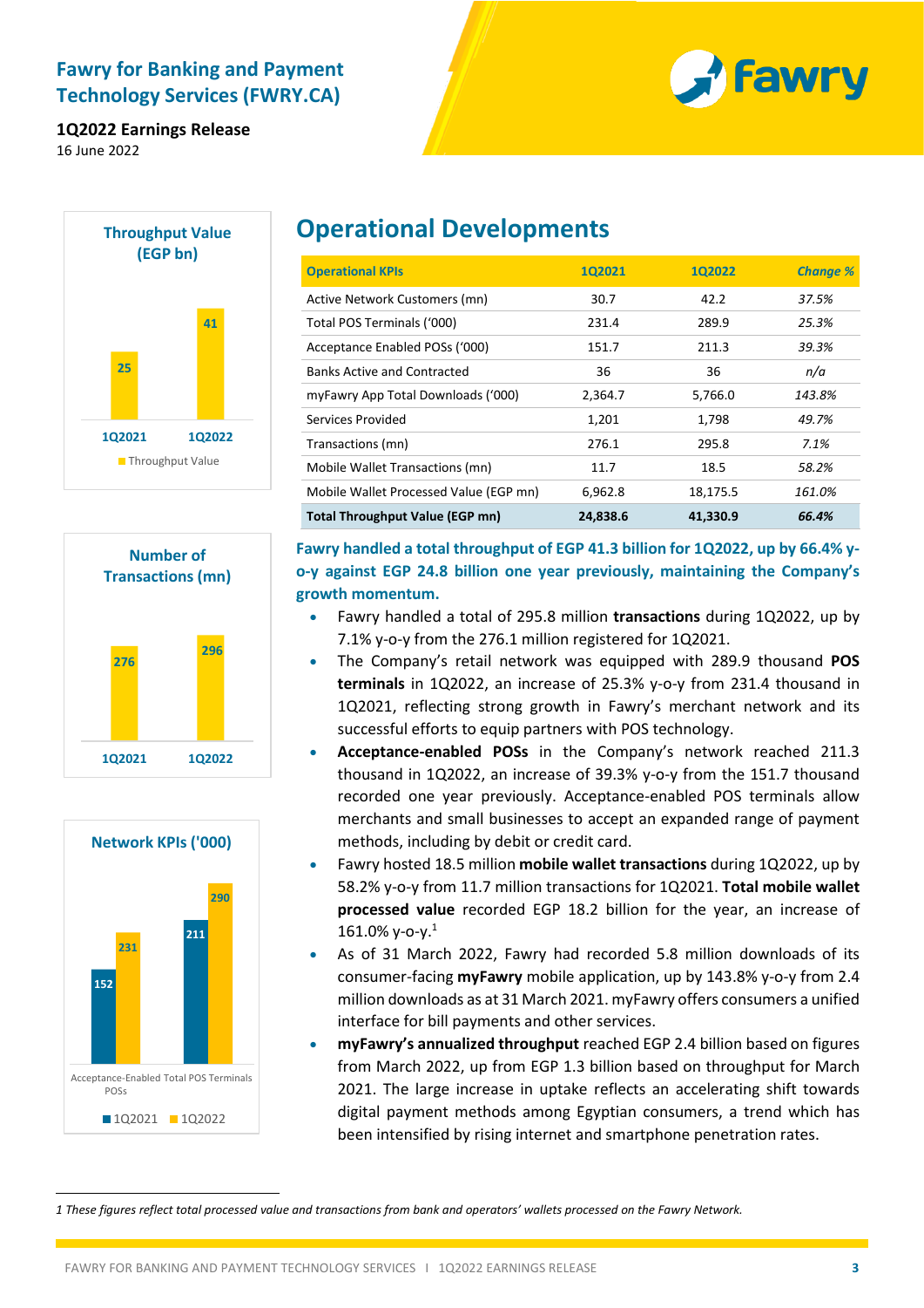# Fawry for Banking and Payment Technology Services (FWRY.CA)

**1Q2022 Earnings Release**
16 June 2022

Throughput Value (EGB bn)

25
41
1Q2021
1Q2022
Throughput Value

Number of Transactions (mn)

276
296
1Q2021
1Q2022

Network KPIs ('000)

152
231
211
290
Acceptance-Enabled POSs
Total POS Terminals
1Q2021
1Q2022

## Operational Developments

| Operational KPIs | 1Q2021 | 1Q2022 | Change % |
|---|---|---|---|
| Active Network Customers (mn) | 30.7 | 42.2 | 37.5% |
| Total POS Terminals ('000) | 231.4 | 289.9 | 25.3% |
| Acceptance Enabled POSs ('000) | 151.7 | 211.3 | 39.3% |
| Banks Active and Contracted | 36 | 36 | n/a |
| myFawry App Total Downloads ('000) | 2,364.7 | 5,766.0 | 143.8% |
| Services Provided | 1,201 | 1,798 | 49.7% |
| Transactions (mn) | 276.1 | 295.8 | 7.1% |
| Mobile Wallet Transactions (mn) | 11.7 | 18.5 | 58.2% |
| Mobile Wallet Processed Value (EGP mn) | 6,962.8 | 18,175.5 | 161.0% |
| **Total Throughput Value (EGP mn)** | **24,838.6** | **41,330.9** | **66.4%** |

**Fawry handled a total throughput of EGP 41.3 billion for 1Q2022, up by 66.4% y-o-y against EGP 24.8 billion one year previously, maintaining the Company's growth momentum.**

- Fawry handled a total of 295.8 million **transactions** during 1Q2022, up by 7.1% y-o-y from the 276.1 million registered for 1Q2021.
- The Company's retail network was equipped with 289.9 thousand **POS terminals** in 1Q2022, an increase of 25.3% y-o-y from 231.4 thousand in 1Q2021, reflecting strong growth in Fawry's merchant network and its successful efforts to equip partners with POS technology.
- **Acceptance-enabled POSs** in the Company's network reached 211.3 thousand in 1Q2022, an increase of 39.3% y-o-y from the 151.7 thousand recorded one year previously. Acceptance-enabled POS terminals allow merchants and small businesses to accept an expanded range of payment methods, including by debit or credit card.
- Fawry hosted 18.5 million **mobile wallet transactions** during 1Q2022, up by 58.2% y-o-y from 11.7 million transactions for 1Q2021. **Total mobile wallet processed value** recorded EGP 18.2 billion for the year, an increase of 161.0% y-o-y.[1]
- As of 31 March 2022, Fawry had recorded 5.8 million downloads of its consumer-facing **myFawry** mobile application, up by 143.8% y-o-y from 2.4 million downloads as at 31 March 2021. myFawry offers consumers a unified interface for bill payments and other services.
- **myFawry's annualized throughput** reached EGP 2.4 billion based on figures from March 2022, up from EGP 1.3 billion based on throughput for March 2021. The large increase in uptake reflects an accelerating shift towards digital payment methods among Egyptian consumers, a trend which has been intensified by rising internet and smartphone penetration rates.

*1 These figures reflect total processed value and transactions from bank and operators' wallets processed on the Fawry Network.*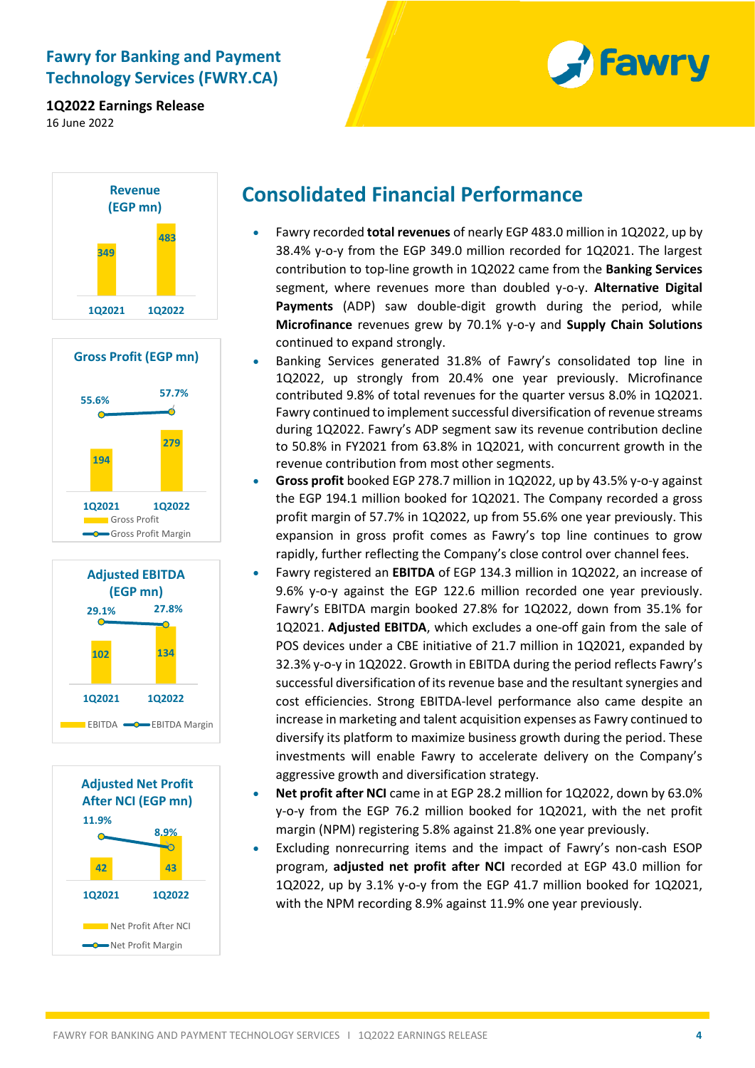**Fawry for Banking and Payment Technology Services (FWRY.CA)**

**1Q2022 Earnings Release**
16 June 2022

Revenue
(EGP mn)
349
483
1Q2021
1Q2022

Gross Profit (EGP mn)
55.6%
57.7%
194
279
1Q2021
1Q2022
Gross Profit
Gross Profit Margin

Adjusted EBITDA
(EGP mn)
29.1%
27.8%
102
134
1Q2021
1Q2022
EBITDA
EBITDA Margin

Adjusted Net Profit
After NCI (EGP mn)
11.9%
8.9%
42
43
1Q2021
1Q2022
Net Profit After NCI
Net Profit Margin

## Consolidated Financial Performance

- Fawry recorded **total revenues** of nearly EGP 483.0 million in 1Q2022, up by 38.4% y-o-y from the EGP 349.0 million recorded for 1Q2021. The largest contribution to top-line growth in 1Q2022 came from the **Banking Services** segment, where revenues more than doubled y-o-y. **Alternative Digital Payments** (ADP) saw double-digit growth during the period, while **Microfinance** revenues grew by 70.1% y-o-y and **Supply Chain Solutions** continued to expand strongly.
- Banking Services generated 31.8% of Fawry's consolidated top line in 1Q2022, up strongly from 20.4% one year previously. Microfinance contributed 9.8% of total revenues for the quarter versus 8.0% in 1Q2021. Fawry continued to implement successful diversification of revenue streams during 1Q2022. Fawry's ADP segment saw its revenue contribution decline to 50.8% in FY2021 from 63.8% in 1Q2021, with concurrent growth in the revenue contribution from most other segments.
- **Gross profit** booked EGP 278.7 million in 1Q2022, up by 43.5% y-o-y against the EGP 194.1 million booked for 1Q2021. The Company recorded a gross profit margin of 57.7% in 1Q2022, up from 55.6% one year previously. This expansion in gross profit comes as Fawry's top line continues to grow rapidly, further reflecting the Company's close control over channel fees.
- Fawry registered an **EBITDA** of EGP 134.3 million in 1Q2022, an increase of 9.6% y-o-y against the EGP 122.6 million recorded one year previously. Fawry's EBITDA margin booked 27.8% for 1Q2022, down from 35.1% for 1Q2021. **Adjusted EBITDA**, which excludes a one-off gain from the sale of POS devices under a CBE initiative of 21.7 million in 1Q2021, expanded by 32.3% y-o-y in 1Q2022. Growth in EBITDA during the period reflects Fawry's successful diversification of its revenue base and the resultant synergies and cost efficiencies. Strong EBITDA-level performance also came despite an increase in marketing and talent acquisition expenses as Fawry continued to diversify its platform to maximize business growth during the period. These investments will enable Fawry to accelerate delivery on the Company's aggressive growth and diversification strategy.
- **Net profit after NCI** came in at EGP 28.2 million for 1Q2022, down by 63.0% y-o-y from the EGP 76.2 million booked for 1Q2021, with the net profit margin (NPM) registering 5.8% against 21.8% one year previously.
- Excluding nonrecurring items and the impact of Fawry's non-cash ESOP program, **adjusted net profit after NCI** recorded at EGP 43.0 million for 1Q2022, up by 3.1% y-o-y from the EGP 41.7 million booked for 1Q2021, with the NPM recording 8.9% against 11.9% one year previously.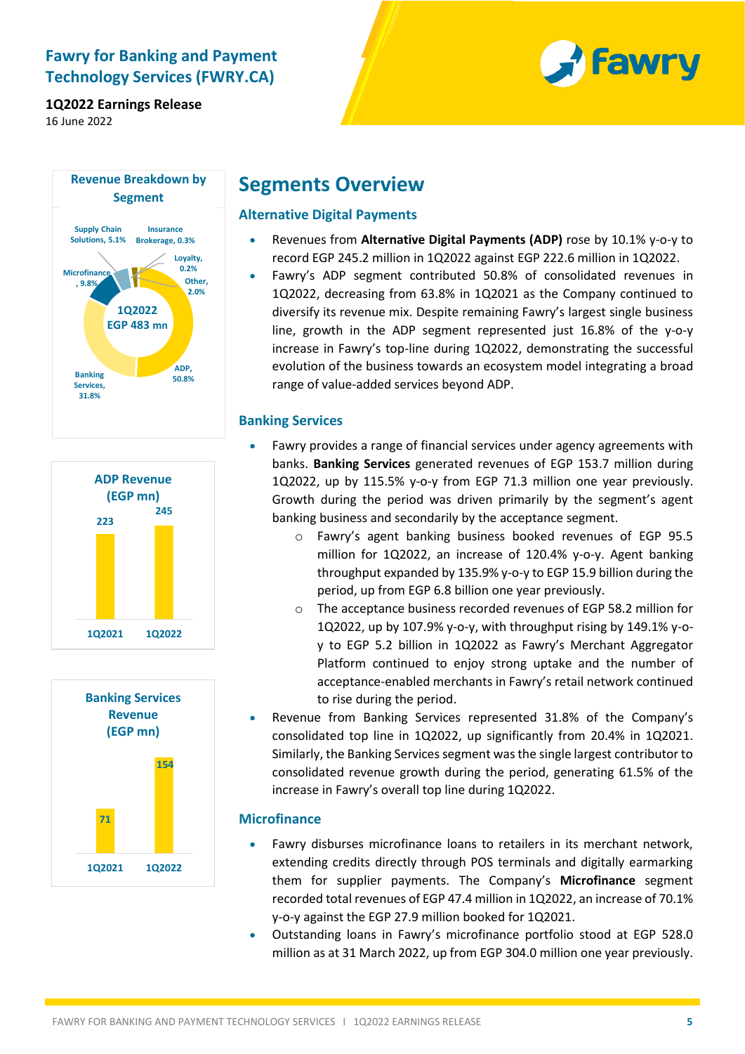# Fawry for Banking and Payment Technology Services (FWRY.CA)

**1Q2022 Earnings Release**
16 June 2022

**Revenue Breakdown by Segment**

Supply Chain Solutions, 5.1%
Insurance Brokerage, 0.3%
Loyalty, 0.2%
Microfinance, 9.8%
Other, 2.0%
1Q2022
EGP 483 mn
Banking Services, 31.8%
ADP, 50.8%

**ADP Revenue (EGP mn)**

223
245
1Q2021
1Q2022

**Banking Services Revenue (EGP mn)**

71
154
1Q2021
1Q2022

## Segments Overview

### Alternative Digital Payments

- Revenues from **Alternative Digital Payments (ADP)** rose by 10.1% y-o-y to record EGP 245.2 million in 1Q2022 against EGP 222.6 million in 1Q2022.
- Fawry's ADP segment contributed 50.8% of consolidated revenues in 1Q2022, decreasing from 63.8% in 1Q2021 as the Company continued to diversify its revenue mix. Despite remaining Fawry's largest single business line, growth in the ADP segment represented just 16.8% of the y-o-y increase in Fawry's top-line during 1Q2022, demonstrating the successful evolution of the business towards an ecosystem model integrating a broad range of value-added services beyond ADP.

### Banking Services

- Fawry provides a range of financial services under agency agreements with banks. **Banking Services** generated revenues of EGP 153.7 million during 1Q2022, up by 115.5% y-o-y from EGP 71.3 million one year previously. Growth during the period was driven primarily by the segment's agent banking business and secondarily by the acceptance segment.
  - Fawry's agent banking business booked revenues of EGP 95.5 million for 1Q2022, an increase of 120.4% y-o-y. Agent banking throughput expanded by 135.9% y-o-y to EGP 15.9 billion during the period, up from EGP 6.8 billion one year previously.
  - The acceptance business recorded revenues of EGP 58.2 million for 1Q2022, up by 107.9% y-o-y, with throughput rising by 149.1% y-o-y to EGP 5.2 billion in 1Q2022 as Fawry's Merchant Aggregator Platform continued to enjoy strong uptake and the number of acceptance-enabled merchants in Fawry's retail network continued to rise during the period.
- Revenue from Banking Services represented 31.8% of the Company's consolidated top line in 1Q2022, up significantly from 20.4% in 1Q2021. Similarly, the Banking Services segment was the single largest contributor to consolidated revenue growth during the period, generating 61.5% of the increase in Fawry's overall top line during 1Q2022.

### Microfinance

- Fawry disburses microfinance loans to retailers in its merchant network, extending credits directly through POS terminals and digitally earmarking them for supplier payments. The Company's **Microfinance** segment recorded total revenues of EGP 47.4 million in 1Q2022, an increase of 70.1% y-o-y against the EGP 27.9 million booked for 1Q2021.
- Outstanding loans in Fawry's microfinance portfolio stood at EGP 528.0 million as at 31 March 2022, up from EGP 304.0 million one year previously.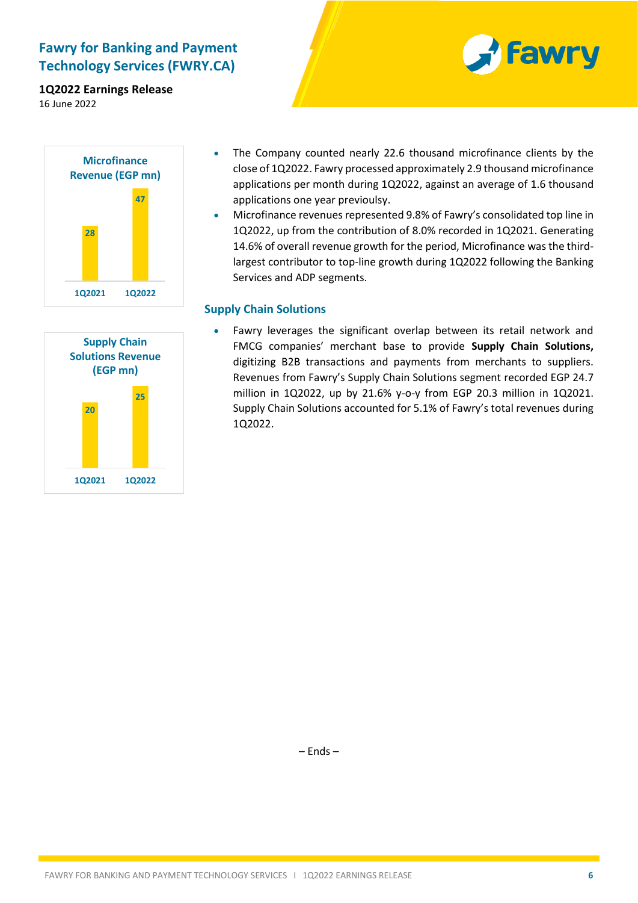Microfinance Revenue (EGP mn)

28
47
1Q2021
1Q2022

- The Company counted nearly 22.6 thousand microfinance clients by the close of 1Q2022. Fawry processed approximately 2.9 thousand microfinance applications per month during 1Q2022, against an average of 1.6 thousand applications one year previoulsy.
- Microfinance revenues represented 9.8% of Fawry's consolidated top line in 1Q2022, up from the contribution of 8.0% recorded in 1Q2021. Generating 14.6% of overall revenue growth for the period, Microfinance was the third-largest contributor to top-line growth during 1Q2022 following the Banking Services and ADP segments.

## Supply Chain Solutions

Supply Chain Solutions Revenue (EGP mn)

20
25
1Q2021
1Q2022

- Fawry leverages the significant overlap between its retail network and FMCG companies' merchant base to provide **Supply Chain Solutions,** digitizing B2B transactions and payments from merchants to suppliers. Revenues from Fawry's Supply Chain Solutions segment recorded EGP 24.7 million in 1Q2022, up by 21.6% y-o-y from EGP 20.3 million in 1Q2021. Supply Chain Solutions accounted for 5.1% of Fawry's total revenues during 1Q2022.

– Ends –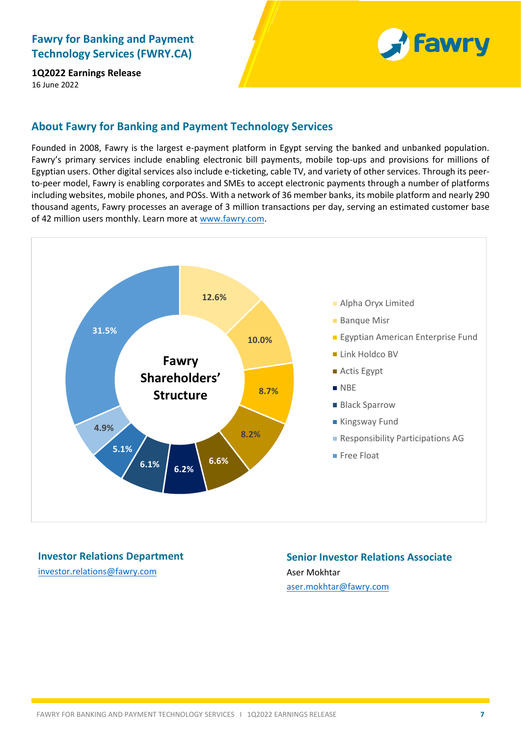# Fawry for Banking and Payment Technology Services (FWRY.CA)

**1Q2022 Earnings Release**
16 June 2022

## About Fawry for Banking and Payment Technology Services

Founded in 2008, Fawry is the largest e-payment platform in Egypt serving the banked and unbanked population. Fawry's primary services include enabling electronic bill payments, mobile top-ups and provisions for millions of Egyptian users. Other digital services also include e-ticketing, cable TV, and variety of other services. Through its peer-to-peer model, Fawry is enabling corporates and SMEs to accept electronic payments through a number of platforms including websites, mobile phones, and POSs. With a network of 36 member banks, its mobile platform and nearly 290 thousand agents, Fawry processes an average of 3 million transactions per day, serving an estimated customer base of 42 million users monthly. Learn more at www.fawry.com.

Fawry Shareholders' Structure

12.6%
10.0%
8.7%
8.2%
6.6%
6.2%
6.1%
5.1%
4.9%
31.5%

- Alpha Oryx Limited
- Banque Misr
- Egyptian American Enterprise Fund
- Link Holdco BV
- Actis Egypt
- NBE
- Black Sparrow
- Kingsway Fund
- Responsibility Participations AG
- Free Float

### Investor Relations Department

investor.relations@fawry.com

### Senior Investor Relations Associate

Aser Mokhtar
aser.mokhtar@fawry.com